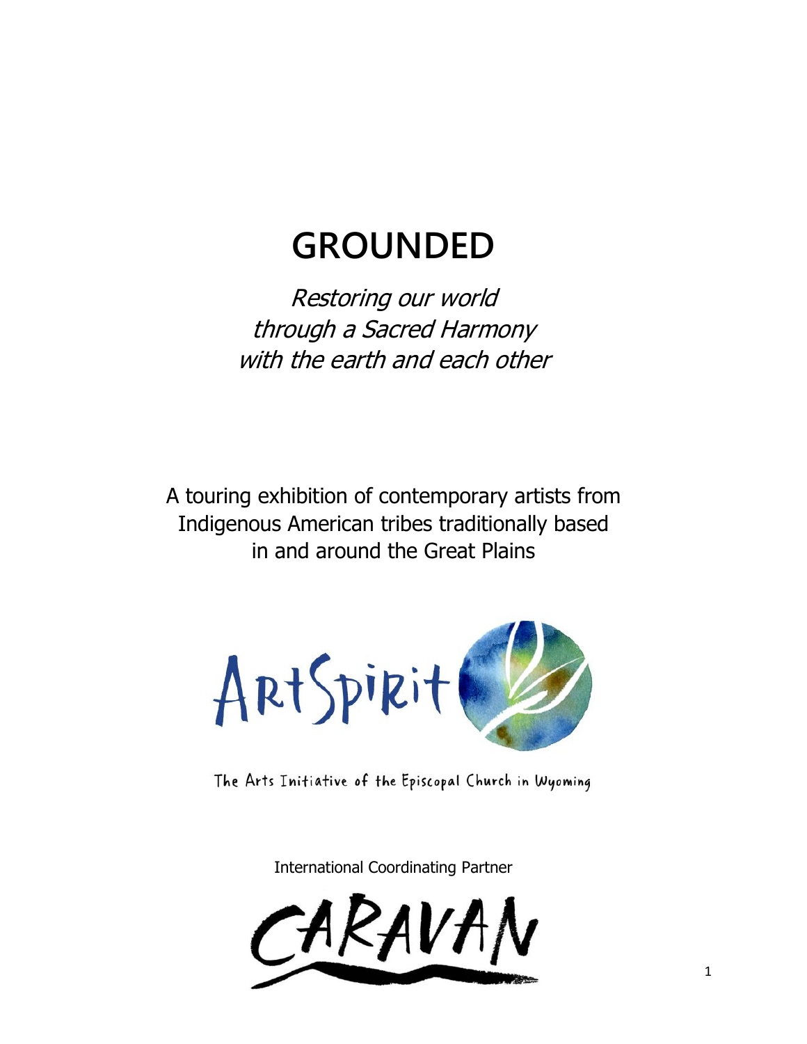# GROUNDED

*Restoring our world*
*through a Sacred Harmony*
*with the earth and each other*

A touring exhibition of contemporary artists from Indigenous American tribes traditionally based in and around the Great Plains

ArtSpirit

The Arts Initiative of the Episcopal Church in Wyoming

International Coordinating Partner

CARAVAN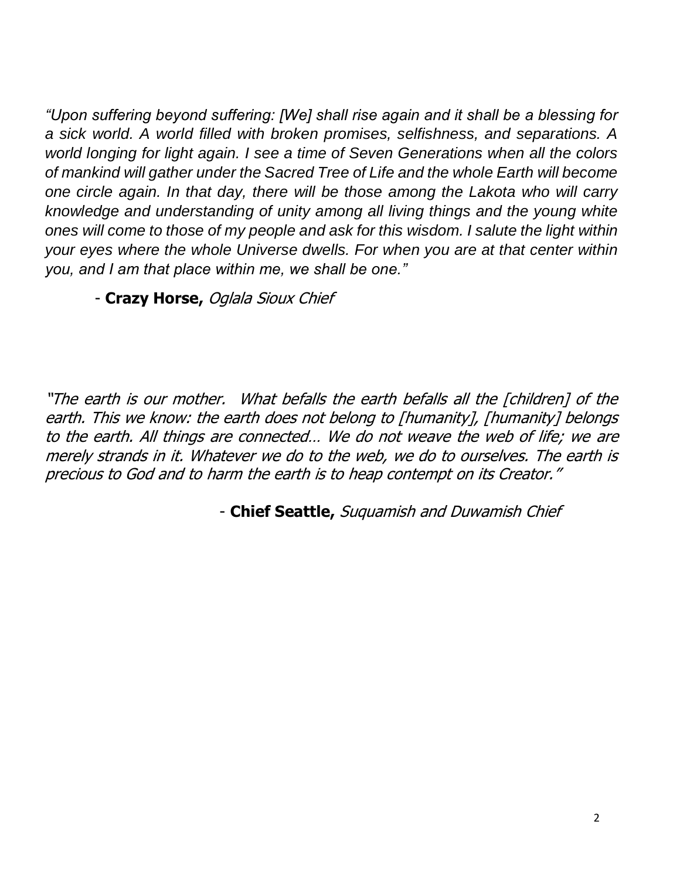*“Upon suffering beyond suffering: [We] shall rise again and it shall be a blessing for a sick world. A world filled with broken promises, selfishness, and separations. A world longing for light again. I see a time of Seven Generations when all the colors of mankind will gather under the Sacred Tree of Life and the whole Earth will become one circle again. In that day, there will be those among the Lakota who will carry knowledge and understanding of unity among all living things and the young white ones will come to those of my people and ask for this wisdom. I salute the light within your eyes where the whole Universe dwells. For when you are at that center within you, and I am that place within me, we shall be one.”*

- **Crazy Horse,** *Oglala Sioux Chief*

*"The earth is our mother. What befalls the earth befalls all the [children] of the earth. This we know: the earth does not belong to [humanity], [humanity] belongs to the earth. All things are connected… We do not weave the web of life; we are merely strands in it. Whatever we do to the web, we do to ourselves. The earth is precious to God and to harm the earth is to heap contempt on its Creator.”*

- **Chief Seattle,** *Suquamish and Duwamish Chief*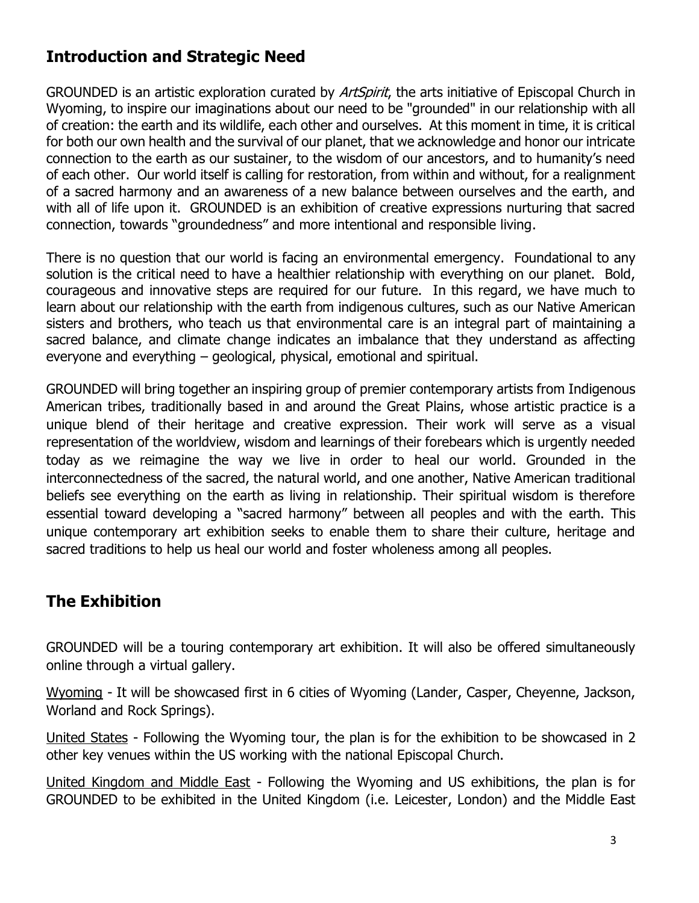## Introduction and Strategic Need

GROUNDED is an artistic exploration curated by *ArtSpirit*, the arts initiative of Episcopal Church in Wyoming, to inspire our imaginations about our need to be "grounded" in our relationship with all of creation: the earth and its wildlife, each other and ourselves. At this moment in time, it is critical for both our own health and the survival of our planet, that we acknowledge and honor our intricate connection to the earth as our sustainer, to the wisdom of our ancestors, and to humanity's need of each other. Our world itself is calling for restoration, from within and without, for a realignment of a sacred harmony and an awareness of a new balance between ourselves and the earth, and with all of life upon it. GROUNDED is an exhibition of creative expressions nurturing that sacred connection, towards "groundedness" and more intentional and responsible living.

There is no question that our world is facing an environmental emergency. Foundational to any solution is the critical need to have a healthier relationship with everything on our planet. Bold, courageous and innovative steps are required for our future. In this regard, we have much to learn about our relationship with the earth from indigenous cultures, such as our Native American sisters and brothers, who teach us that environmental care is an integral part of maintaining a sacred balance, and climate change indicates an imbalance that they understand as affecting everyone and everything – geological, physical, emotional and spiritual.

GROUNDED will bring together an inspiring group of premier contemporary artists from Indigenous American tribes, traditionally based in and around the Great Plains, whose artistic practice is a unique blend of their heritage and creative expression. Their work will serve as a visual representation of the worldview, wisdom and learnings of their forebears which is urgently needed today as we reimagine the way we live in order to heal our world. Grounded in the interconnectedness of the sacred, the natural world, and one another, Native American traditional beliefs see everything on the earth as living in relationship. Their spiritual wisdom is therefore essential toward developing a "sacred harmony" between all peoples and with the earth. This unique contemporary art exhibition seeks to enable them to share their culture, heritage and sacred traditions to help us heal our world and foster wholeness among all peoples.

## The Exhibition

GROUNDED will be a touring contemporary art exhibition. It will also be offered simultaneously online through a virtual gallery.

<u>Wyoming</u> - It will be showcased first in 6 cities of Wyoming (Lander, Casper, Cheyenne, Jackson, Worland and Rock Springs).

<u>United States</u> - Following the Wyoming tour, the plan is for the exhibition to be showcased in 2 other key venues within the US working with the national Episcopal Church.

<u>United Kingdom and Middle East</u> - Following the Wyoming and US exhibitions, the plan is for GROUNDED to be exhibited in the United Kingdom (i.e. Leicester, London) and the Middle East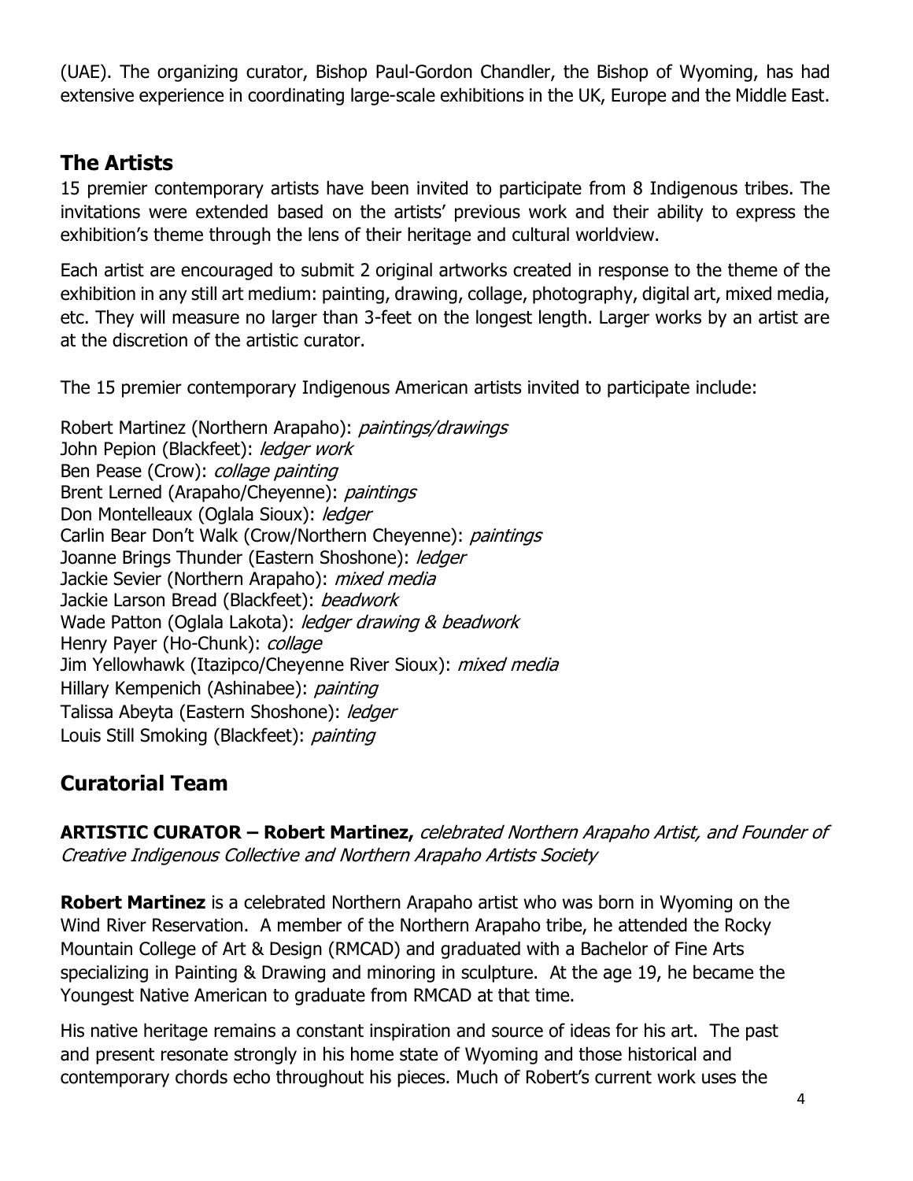(UAE). The organizing curator, Bishop Paul-Gordon Chandler, the Bishop of Wyoming, has had extensive experience in coordinating large-scale exhibitions in the UK, Europe and the Middle East.

## The Artists

15 premier contemporary artists have been invited to participate from 8 Indigenous tribes. The invitations were extended based on the artists' previous work and their ability to express the exhibition's theme through the lens of their heritage and cultural worldview.

Each artist are encouraged to submit 2 original artworks created in response to the theme of the exhibition in any still art medium: painting, drawing, collage, photography, digital art, mixed media, etc. They will measure no larger than 3-feet on the longest length. Larger works by an artist are at the discretion of the artistic curator.

The 15 premier contemporary Indigenous American artists invited to participate include:

Robert Martinez (Northern Arapaho): *paintings/drawings*
John Pepion (Blackfeet): *ledger work*
Ben Pease (Crow): *collage painting*
Brent Lerned (Arapaho/Cheyenne): *paintings*
Don Montelleaux (Oglala Sioux): *ledger*
Carlin Bear Don't Walk (Crow/Northern Cheyenne): *paintings*
Joanne Brings Thunder (Eastern Shoshone): *ledger*
Jackie Sevier (Northern Arapaho): *mixed media*
Jackie Larson Bread (Blackfeet): *beadwork*
Wade Patton (Oglala Lakota): *ledger drawing & beadwork*
Henry Payer (Ho-Chunk): *collage*
Jim Yellowhawk (Itazipco/Cheyenne River Sioux): *mixed media*
Hillary Kempenich (Ashinabee): *painting*
Talissa Abeyta (Eastern Shoshone): *ledger*
Louis Still Smoking (Blackfeet): *painting*

## Curatorial Team

**ARTISTIC CURATOR – Robert Martinez,** *celebrated Northern Arapaho Artist, and Founder of Creative Indigenous Collective and Northern Arapaho Artists Society*

**Robert Martinez** is a celebrated Northern Arapaho artist who was born in Wyoming on the Wind River Reservation. A member of the Northern Arapaho tribe, he attended the Rocky Mountain College of Art & Design (RMCAD) and graduated with a Bachelor of Fine Arts specializing in Painting & Drawing and minoring in sculpture. At the age 19, he became the Youngest Native American to graduate from RMCAD at that time.

His native heritage remains a constant inspiration and source of ideas for his art. The past and present resonate strongly in his home state of Wyoming and those historical and contemporary chords echo throughout his pieces. Much of Robert's current work uses the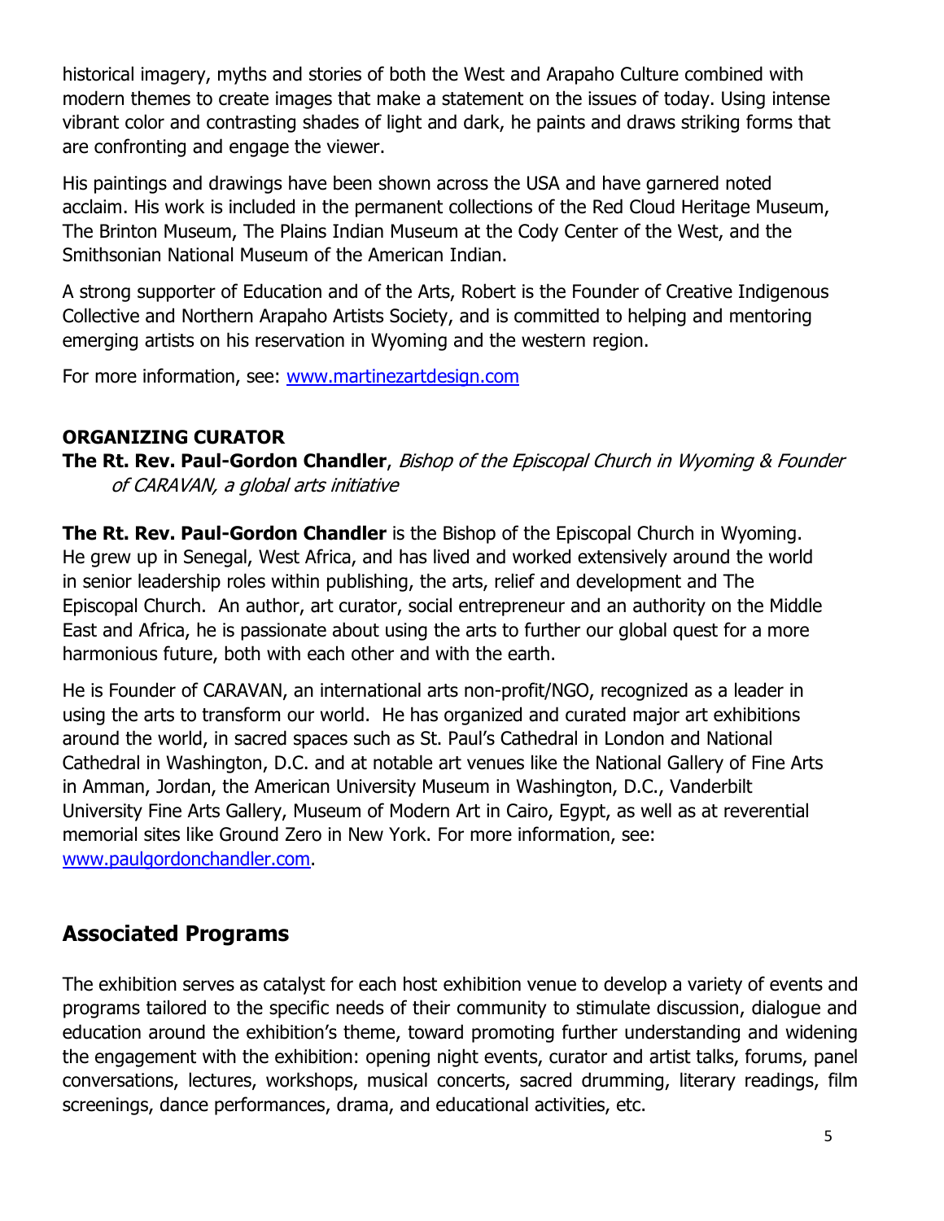historical imagery, myths and stories of both the West and Arapaho Culture combined with modern themes to create images that make a statement on the issues of today. Using intense vibrant color and contrasting shades of light and dark, he paints and draws striking forms that are confronting and engage the viewer.

His paintings and drawings have been shown across the USA and have garnered noted acclaim. His work is included in the permanent collections of the Red Cloud Heritage Museum, The Brinton Museum, The Plains Indian Museum at the Cody Center of the West, and the Smithsonian National Museum of the American Indian.

A strong supporter of Education and of the Arts, Robert is the Founder of Creative Indigenous Collective and Northern Arapaho Artists Society, and is committed to helping and mentoring emerging artists on his reservation in Wyoming and the western region.

For more information, see: [www.martinezartdesign.com](www.martinezartdesign.com)

**ORGANIZING CURATOR**

**The Rt. Rev. Paul-Gordon Chandler**, *Bishop of the Episcopal Church in Wyoming & Founder of CARAVAN, a global arts initiative*

**The Rt. Rev. Paul-Gordon Chandler** is the Bishop of the Episcopal Church in Wyoming. He grew up in Senegal, West Africa, and has lived and worked extensively around the world in senior leadership roles within publishing, the arts, relief and development and The Episcopal Church. An author, art curator, social entrepreneur and an authority on the Middle East and Africa, he is passionate about using the arts to further our global quest for a more harmonious future, both with each other and with the earth.

He is Founder of CARAVAN, an international arts non-profit/NGO, recognized as a leader in using the arts to transform our world. He has organized and curated major art exhibitions around the world, in sacred spaces such as St. Paul's Cathedral in London and National Cathedral in Washington, D.C. and at notable art venues like the National Gallery of Fine Arts in Amman, Jordan, the American University Museum in Washington, D.C., Vanderbilt University Fine Arts Gallery, Museum of Modern Art in Cairo, Egypt, as well as at reverential memorial sites like Ground Zero in New York. For more information, see: [www.paulgordonchandler.com](www.paulgordonchandler.com).

## Associated Programs

The exhibition serves as catalyst for each host exhibition venue to develop a variety of events and programs tailored to the specific needs of their community to stimulate discussion, dialogue and education around the exhibition's theme, toward promoting further understanding and widening the engagement with the exhibition: opening night events, curator and artist talks, forums, panel conversations, lectures, workshops, musical concerts, sacred drumming, literary readings, film screenings, dance performances, drama, and educational activities, etc.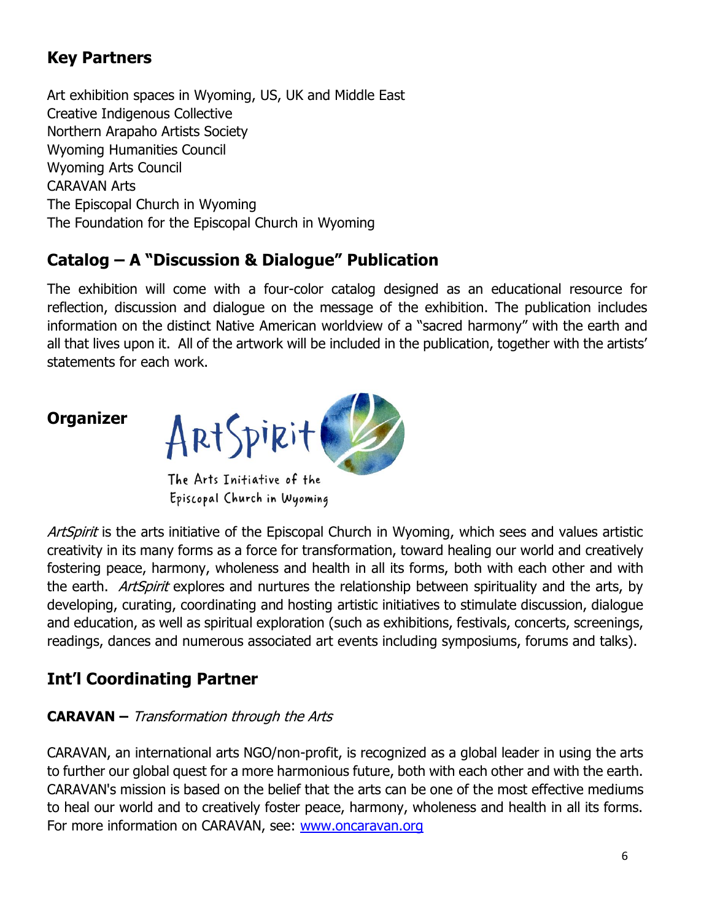## Key Partners

Art exhibition spaces in Wyoming, US, UK and Middle East
Creative Indigenous Collective
Northern Arapaho Artists Society
Wyoming Humanities Council
Wyoming Arts Council
CARAVAN Arts
The Episcopal Church in Wyoming
The Foundation for the Episcopal Church in Wyoming

## Catalog – A "Discussion & Dialogue" Publication

The exhibition will come with a four-color catalog designed as an educational resource for reflection, discussion and dialogue on the message of the exhibition. The publication includes information on the distinct Native American worldview of a "sacred harmony" with the earth and all that lives upon it. All of the artwork will be included in the publication, together with the artists' statements for each work.

## Organizer

ArtSpirit
The Arts Initiative of the Episcopal Church in Wyoming

*ArtSpirit* is the arts initiative of the Episcopal Church in Wyoming, which sees and values artistic creativity in its many forms as a force for transformation, toward healing our world and creatively fostering peace, harmony, wholeness and health in all its forms, both with each other and with the earth. *ArtSpirit* explores and nurtures the relationship between spirituality and the arts, by developing, curating, coordinating and hosting artistic initiatives to stimulate discussion, dialogue and education, as well as spiritual exploration (such as exhibitions, festivals, concerts, screenings, readings, dances and numerous associated art events including symposiums, forums and talks).

## Int'l Coordinating Partner

**CARAVAN –** *Transformation through the Arts*

CARAVAN, an international arts NGO/non-profit, is recognized as a global leader in using the arts to further our global quest for a more harmonious future, both with each other and with the earth. CARAVAN's mission is based on the belief that the arts can be one of the most effective mediums to heal our world and to creatively foster peace, harmony, wholeness and health in all its forms. For more information on CARAVAN, see: www.oncaravan.org